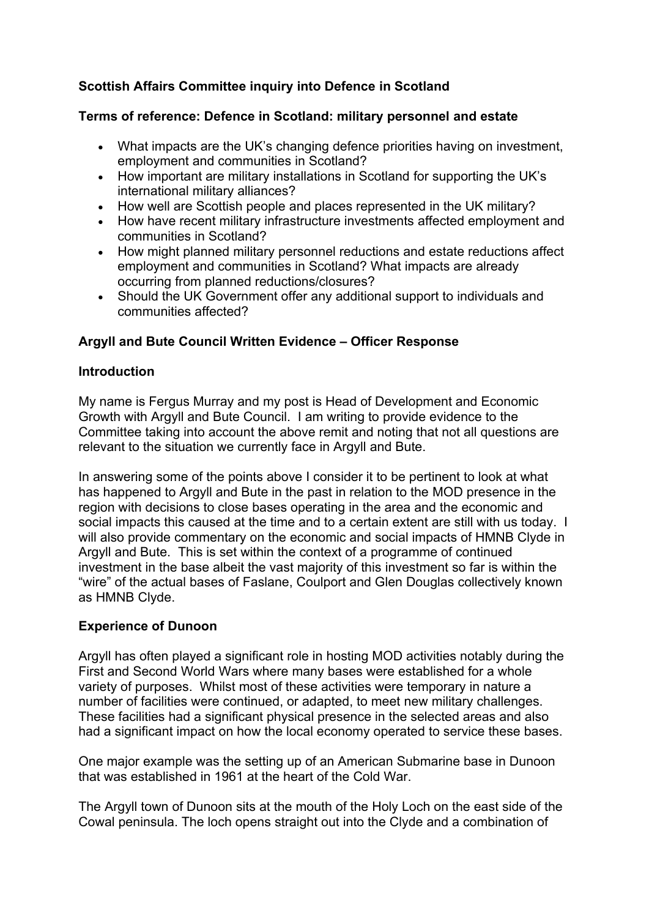**Scottish Affairs Committee inquiry into Defence in Scotland**

**Terms of reference: Defence in Scotland: military personnel and estate**

- What impacts are the UK's changing defence priorities having on investment, employment and communities in Scotland?
- How important are military installations in Scotland for supporting the UK's international military alliances?
- How well are Scottish people and places represented in the UK military?
- How have recent military infrastructure investments affected employment and communities in Scotland?
- How might planned military personnel reductions and estate reductions affect employment and communities in Scotland? What impacts are already occurring from planned reductions/closures?
- Should the UK Government offer any additional support to individuals and communities affected?

**Argyll and Bute Council Written Evidence – Officer Response**

**Introduction**

My name is Fergus Murray and my post is Head of Development and Economic Growth with Argyll and Bute Council. I am writing to provide evidence to the Committee taking into account the above remit and noting that not all questions are relevant to the situation we currently face in Argyll and Bute.

In answering some of the points above I consider it to be pertinent to look at what has happened to Argyll and Bute in the past in relation to the MOD presence in the region with decisions to close bases operating in the area and the economic and social impacts this caused at the time and to a certain extent are still with us today. I will also provide commentary on the economic and social impacts of HMNB Clyde in Argyll and Bute. This is set within the context of a programme of continued investment in the base albeit the vast majority of this investment so far is within the "wire" of the actual bases of Faslane, Coulport and Glen Douglas collectively known as HMNB Clyde.

**Experience of Dunoon**

Argyll has often played a significant role in hosting MOD activities notably during the First and Second World Wars where many bases were established for a whole variety of purposes. Whilst most of these activities were temporary in nature a number of facilities were continued, or adapted, to meet new military challenges. These facilities had a significant physical presence in the selected areas and also had a significant impact on how the local economy operated to service these bases.

One major example was the setting up of an American Submarine base in Dunoon that was established in 1961 at the heart of the Cold War.

The Argyll town of Dunoon sits at the mouth of the Holy Loch on the east side of the Cowal peninsula. The loch opens straight out into the Clyde and a combination of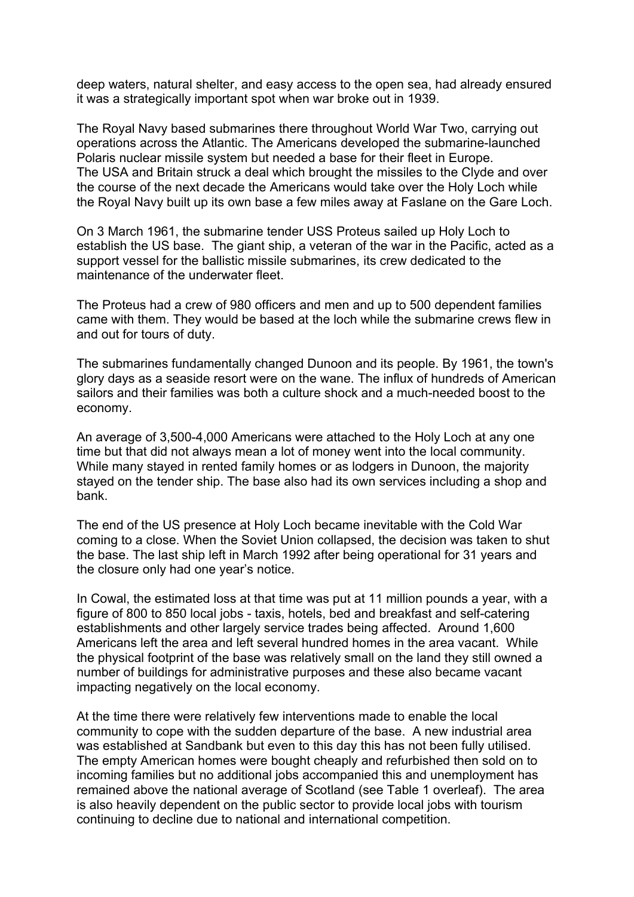deep waters, natural shelter, and easy access to the open sea, had already ensured it was a strategically important spot when war broke out in 1939.

The Royal Navy based submarines there throughout World War Two, carrying out operations across the Atlantic. The Americans developed the submarine-launched Polaris nuclear missile system but needed a base for their fleet in Europe. The USA and Britain struck a deal which brought the missiles to the Clyde and over the course of the next decade the Americans would take over the Holy Loch while the Royal Navy built up its own base a few miles away at Faslane on the Gare Loch.

On 3 March 1961, the submarine tender USS Proteus sailed up Holy Loch to establish the US base. The giant ship, a veteran of the war in the Pacific, acted as a support vessel for the ballistic missile submarines, its crew dedicated to the maintenance of the underwater fleet.

The Proteus had a crew of 980 officers and men and up to 500 dependent families came with them. They would be based at the loch while the submarine crews flew in and out for tours of duty.

The submarines fundamentally changed Dunoon and its people. By 1961, the town's glory days as a seaside resort were on the wane. The influx of hundreds of American sailors and their families was both a culture shock and a much-needed boost to the economy.

An average of 3,500-4,000 Americans were attached to the Holy Loch at any one time but that did not always mean a lot of money went into the local community. While many stayed in rented family homes or as lodgers in Dunoon, the majority stayed on the tender ship. The base also had its own services including a shop and bank.

The end of the US presence at Holy Loch became inevitable with the Cold War coming to a close. When the Soviet Union collapsed, the decision was taken to shut the base. The last ship left in March 1992 after being operational for 31 years and the closure only had one year's notice.

In Cowal, the estimated loss at that time was put at 11 million pounds a year, with a figure of 800 to 850 local jobs - taxis, hotels, bed and breakfast and self-catering establishments and other largely service trades being affected. Around 1,600 Americans left the area and left several hundred homes in the area vacant. While the physical footprint of the base was relatively small on the land they still owned a number of buildings for administrative purposes and these also became vacant impacting negatively on the local economy.

At the time there were relatively few interventions made to enable the local community to cope with the sudden departure of the base. A new industrial area was established at Sandbank but even to this day this has not been fully utilised. The empty American homes were bought cheaply and refurbished then sold on to incoming families but no additional jobs accompanied this and unemployment has remained above the national average of Scotland (see Table 1 overleaf). The area is also heavily dependent on the public sector to provide local jobs with tourism continuing to decline due to national and international competition.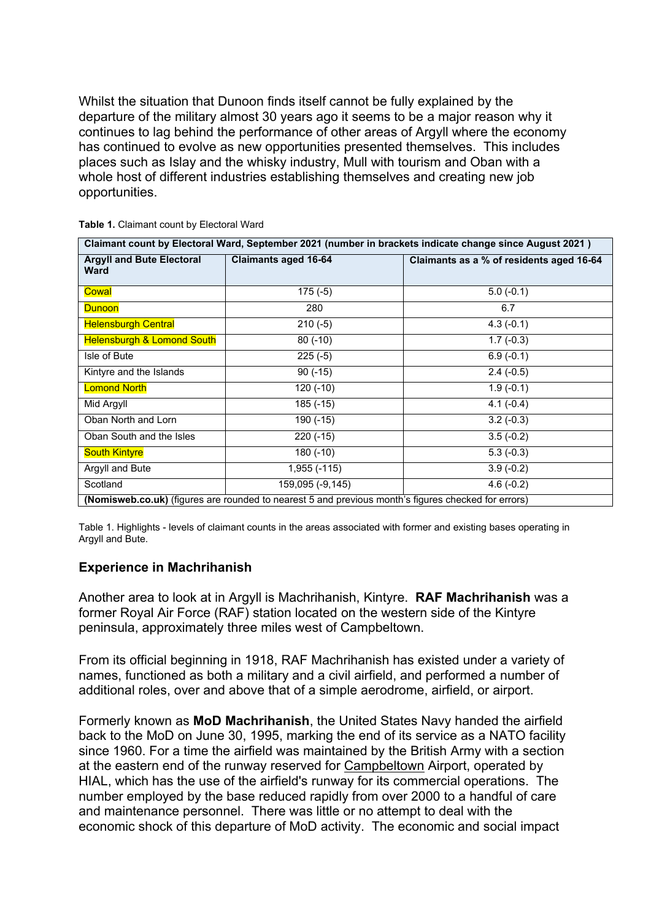Whilst the situation that Dunoon finds itself cannot be fully explained by the departure of the military almost 30 years ago it seems to be a major reason why it continues to lag behind the performance of other areas of Argyll where the economy has continued to evolve as new opportunities presented themselves. This includes places such as Islay and the whisky industry, Mull with tourism and Oban with a whole host of different industries establishing themselves and creating new job opportunities.

**Table 1.** Claimant count by Electoral Ward

| **Claimant count by Electoral Ward, September 2021 (number in brackets indicate change since August 2021 )** | | |
|---|---|---|
| **Argyll and Bute Electoral Ward** | **Claimants aged 16-64** | **Claimants as a % of residents aged 16-64** |
| Cowal | 175 (-5) | 5.0 (-0.1) |
| Dunoon | 280 | 6.7 |
| Helensburgh Central | 210 (-5) | 4.3 (-0.1) |
| Helensburgh & Lomond South | 80 (-10) | 1.7 (-0.3) |
| Isle of Bute | 225 (-5) | 6.9 (-0.1) |
| Kintyre and the Islands | 90 (-15) | 2.4 (-0.5) |
| Lomond North | 120 (-10) | 1.9 (-0.1) |
| Mid Argyll | 185 (-15) | 4.1 (-0.4) |
| Oban North and Lorn | 190 (-15) | 3.2 (-0.3) |
| Oban South and the Isles | 220 (-15) | 3.5 (-0.2) |
| South Kintyre | 180 (-10) | 5.3 (-0.3) |
| Argyll and Bute | 1,955 (-115) | 3.9 (-0.2) |
| Scotland | 159,095 (-9,145) | 4.6 (-0.2) |
| **(Nomisweb.co.uk)** (figures are rounded to nearest 5 and previous month's figures checked for errors) | | |

Table 1. Highlights - levels of claimant counts in the areas associated with former and existing bases operating in Argyll and Bute.

### Experience in Machrihanish

Another area to look at in Argyll is Machrihanish, Kintyre. **RAF Machrihanish** was a former Royal Air Force (RAF) station located on the western side of the Kintyre peninsula, approximately three miles west of Campbeltown.

From its official beginning in 1918, RAF Machrihanish has existed under a variety of names, functioned as both a military and a civil airfield, and performed a number of additional roles, over and above that of a simple aerodrome, airfield, or airport.

Formerly known as **MoD Machrihanish**, the United States Navy handed the airfield back to the MoD on June 30, 1995, marking the end of its service as a NATO facility since 1960. For a time the airfield was maintained by the British Army with a section at the eastern end of the runway reserved for Campbeltown Airport, operated by HIAL, which has the use of the airfield's runway for its commercial operations. The number employed by the base reduced rapidly from over 2000 to a handful of care and maintenance personnel. There was little or no attempt to deal with the economic shock of this departure of MoD activity. The economic and social impact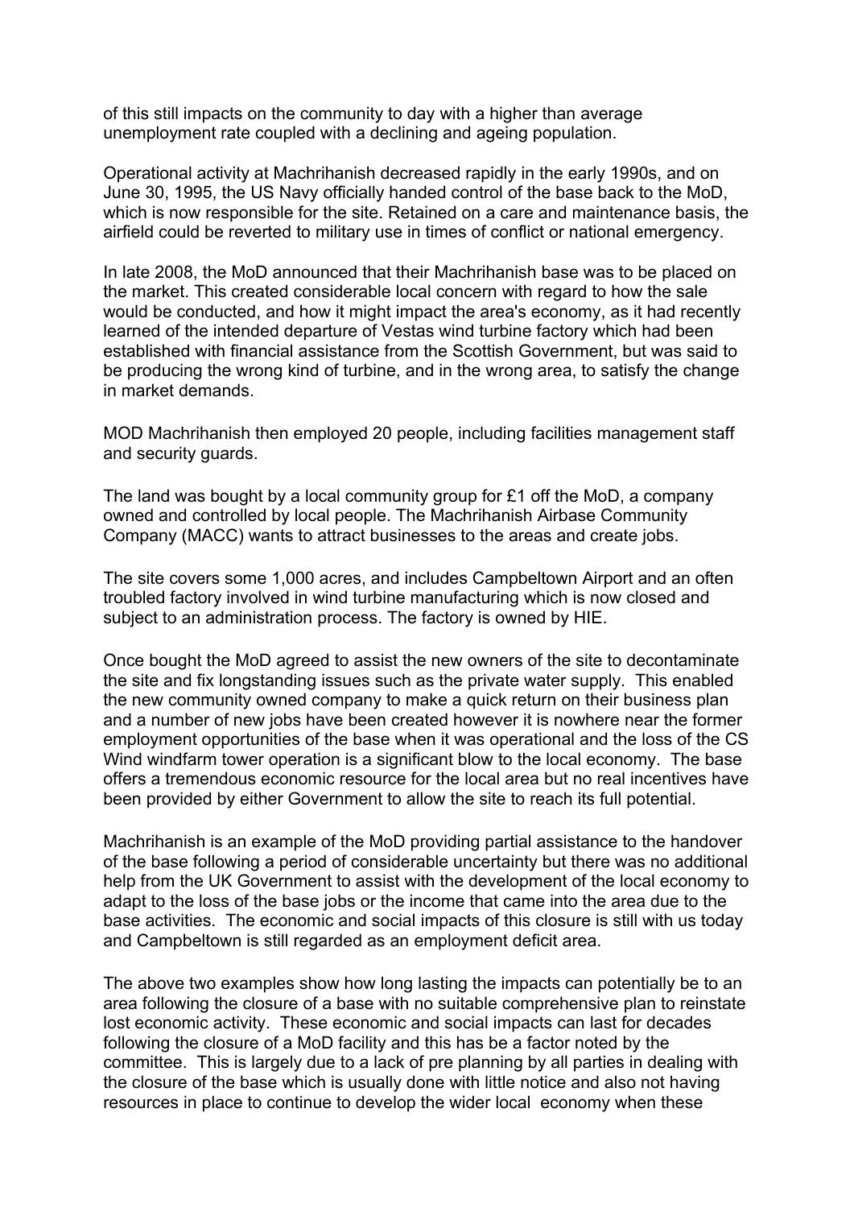of this still impacts on the community to day with a higher than average unemployment rate coupled with a declining and ageing population.

Operational activity at Machrihanish decreased rapidly in the early 1990s, and on June 30, 1995, the US Navy officially handed control of the base back to the MoD, which is now responsible for the site. Retained on a care and maintenance basis, the airfield could be reverted to military use in times of conflict or national emergency.

In late 2008, the MoD announced that their Machrihanish base was to be placed on the market. This created considerable local concern with regard to how the sale would be conducted, and how it might impact the area's economy, as it had recently learned of the intended departure of Vestas wind turbine factory which had been established with financial assistance from the Scottish Government, but was said to be producing the wrong kind of turbine, and in the wrong area, to satisfy the change in market demands.

MOD Machrihanish then employed 20 people, including facilities management staff and security guards.

The land was bought by a local community group for £1 off the MoD, a company owned and controlled by local people. The Machrihanish Airbase Community Company (MACC) wants to attract businesses to the areas and create jobs.

The site covers some 1,000 acres, and includes Campbeltown Airport and an often troubled factory involved in wind turbine manufacturing which is now closed and subject to an administration process. The factory is owned by HIE.

Once bought the MoD agreed to assist the new owners of the site to decontaminate the site and fix longstanding issues such as the private water supply. This enabled the new community owned company to make a quick return on their business plan and a number of new jobs have been created however it is nowhere near the former employment opportunities of the base when it was operational and the loss of the CS Wind windfarm tower operation is a significant blow to the local economy. The base offers a tremendous economic resource for the local area but no real incentives have been provided by either Government to allow the site to reach its full potential.

Machrihanish is an example of the MoD providing partial assistance to the handover of the base following a period of considerable uncertainty but there was no additional help from the UK Government to assist with the development of the local economy to adapt to the loss of the base jobs or the income that came into the area due to the base activities. The economic and social impacts of this closure is still with us today and Campbeltown is still regarded as an employment deficit area.

The above two examples show how long lasting the impacts can potentially be to an area following the closure of a base with no suitable comprehensive plan to reinstate lost economic activity. These economic and social impacts can last for decades following the closure of a MoD facility and this has be a factor noted by the committee. This is largely due to a lack of pre planning by all parties in dealing with the closure of the base which is usually done with little notice and also not having resources in place to continue to develop the wider local economy when these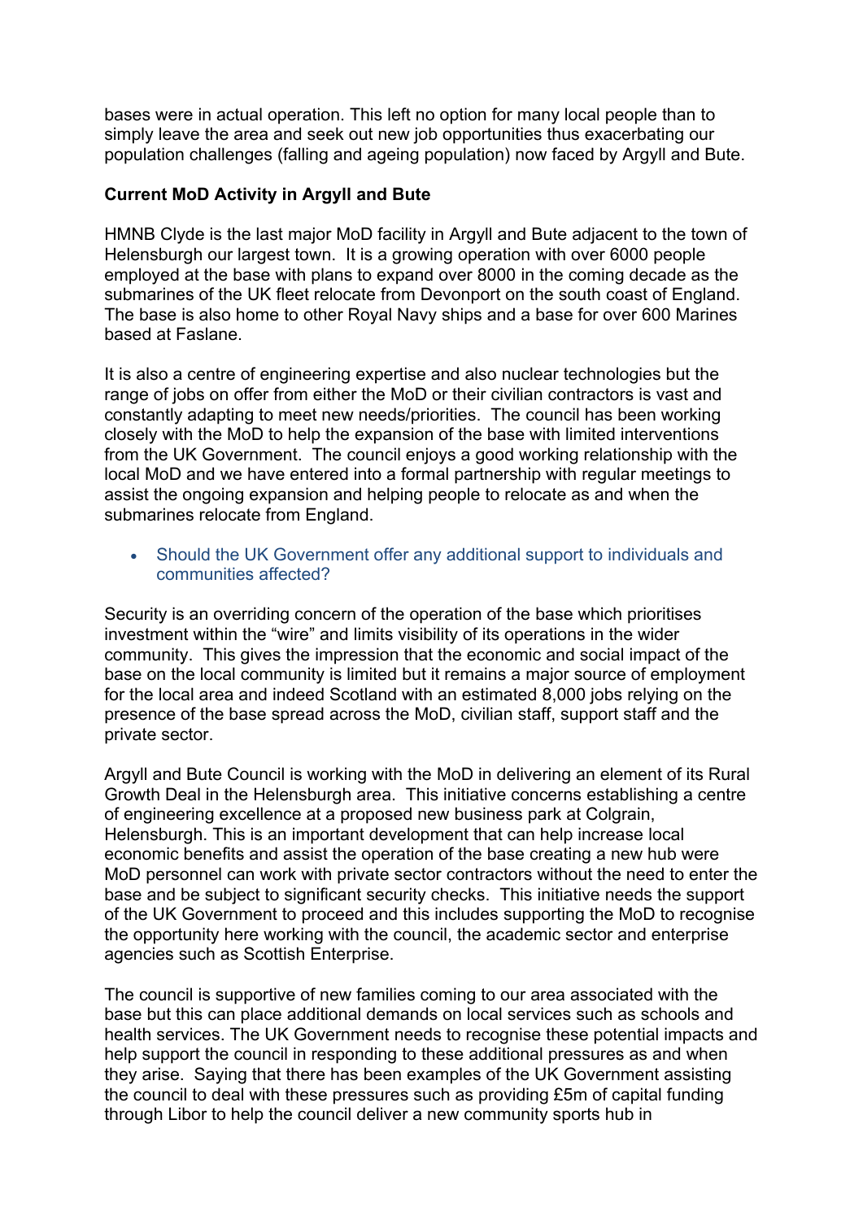bases were in actual operation. This left no option for many local people than to simply leave the area and seek out new job opportunities thus exacerbating our population challenges (falling and ageing population) now faced by Argyll and Bute.

**Current MoD Activity in Argyll and Bute**

HMNB Clyde is the last major MoD facility in Argyll and Bute adjacent to the town of Helensburgh our largest town. It is a growing operation with over 6000 people employed at the base with plans to expand over 8000 in the coming decade as the submarines of the UK fleet relocate from Devonport on the south coast of England. The base is also home to other Royal Navy ships and a base for over 600 Marines based at Faslane.

It is also a centre of engineering expertise and also nuclear technologies but the range of jobs on offer from either the MoD or their civilian contractors is vast and constantly adapting to meet new needs/priorities. The council has been working closely with the MoD to help the expansion of the base with limited interventions from the UK Government. The council enjoys a good working relationship with the local MoD and we have entered into a formal partnership with regular meetings to assist the ongoing expansion and helping people to relocate as and when the submarines relocate from England.

- Should the UK Government offer any additional support to individuals and communities affected?

Security is an overriding concern of the operation of the base which prioritises investment within the "wire" and limits visibility of its operations in the wider community. This gives the impression that the economic and social impact of the base on the local community is limited but it remains a major source of employment for the local area and indeed Scotland with an estimated 8,000 jobs relying on the presence of the base spread across the MoD, civilian staff, support staff and the private sector.

Argyll and Bute Council is working with the MoD in delivering an element of its Rural Growth Deal in the Helensburgh area. This initiative concerns establishing a centre of engineering excellence at a proposed new business park at Colgrain, Helensburgh. This is an important development that can help increase local economic benefits and assist the operation of the base creating a new hub were MoD personnel can work with private sector contractors without the need to enter the base and be subject to significant security checks. This initiative needs the support of the UK Government to proceed and this includes supporting the MoD to recognise the opportunity here working with the council, the academic sector and enterprise agencies such as Scottish Enterprise.

The council is supportive of new families coming to our area associated with the base but this can place additional demands on local services such as schools and health services. The UK Government needs to recognise these potential impacts and help support the council in responding to these additional pressures as and when they arise. Saying that there has been examples of the UK Government assisting the council to deal with these pressures such as providing £5m of capital funding through Libor to help the council deliver a new community sports hub in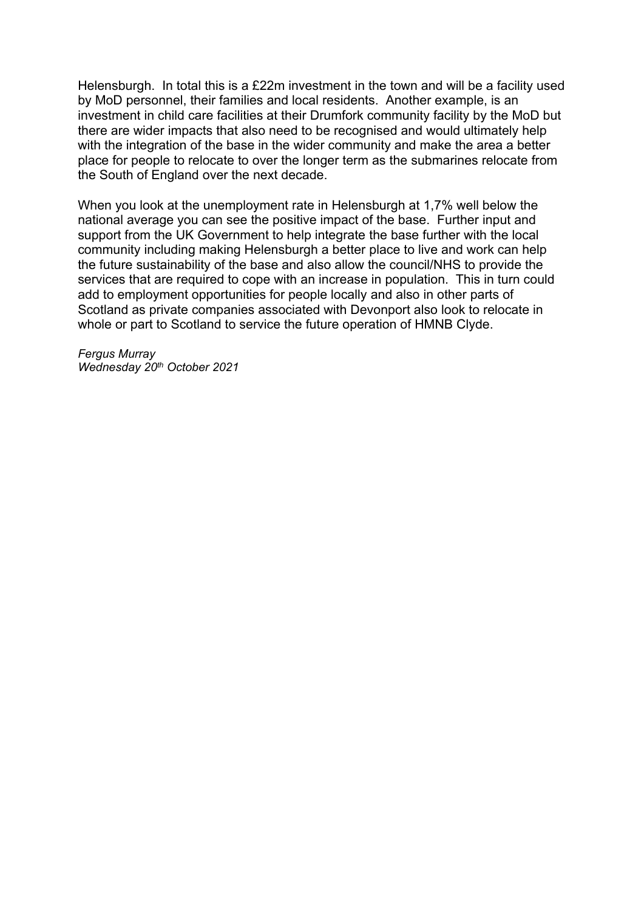Helensburgh. In total this is a £22m investment in the town and will be a facility used by MoD personnel, their families and local residents. Another example, is an investment in child care facilities at their Drumfork community facility by the MoD but there are wider impacts that also need to be recognised and would ultimately help with the integration of the base in the wider community and make the area a better place for people to relocate to over the longer term as the submarines relocate from the South of England over the next decade.

When you look at the unemployment rate in Helensburgh at 1,7% well below the national average you can see the positive impact of the base. Further input and support from the UK Government to help integrate the base further with the local community including making Helensburgh a better place to live and work can help the future sustainability of the base and also allow the council/NHS to provide the services that are required to cope with an increase in population. This in turn could add to employment opportunities for people locally and also in other parts of Scotland as private companies associated with Devonport also look to relocate in whole or part to Scotland to service the future operation of HMNB Clyde.

*Fergus Murray*
*Wednesday 20th October 2021*